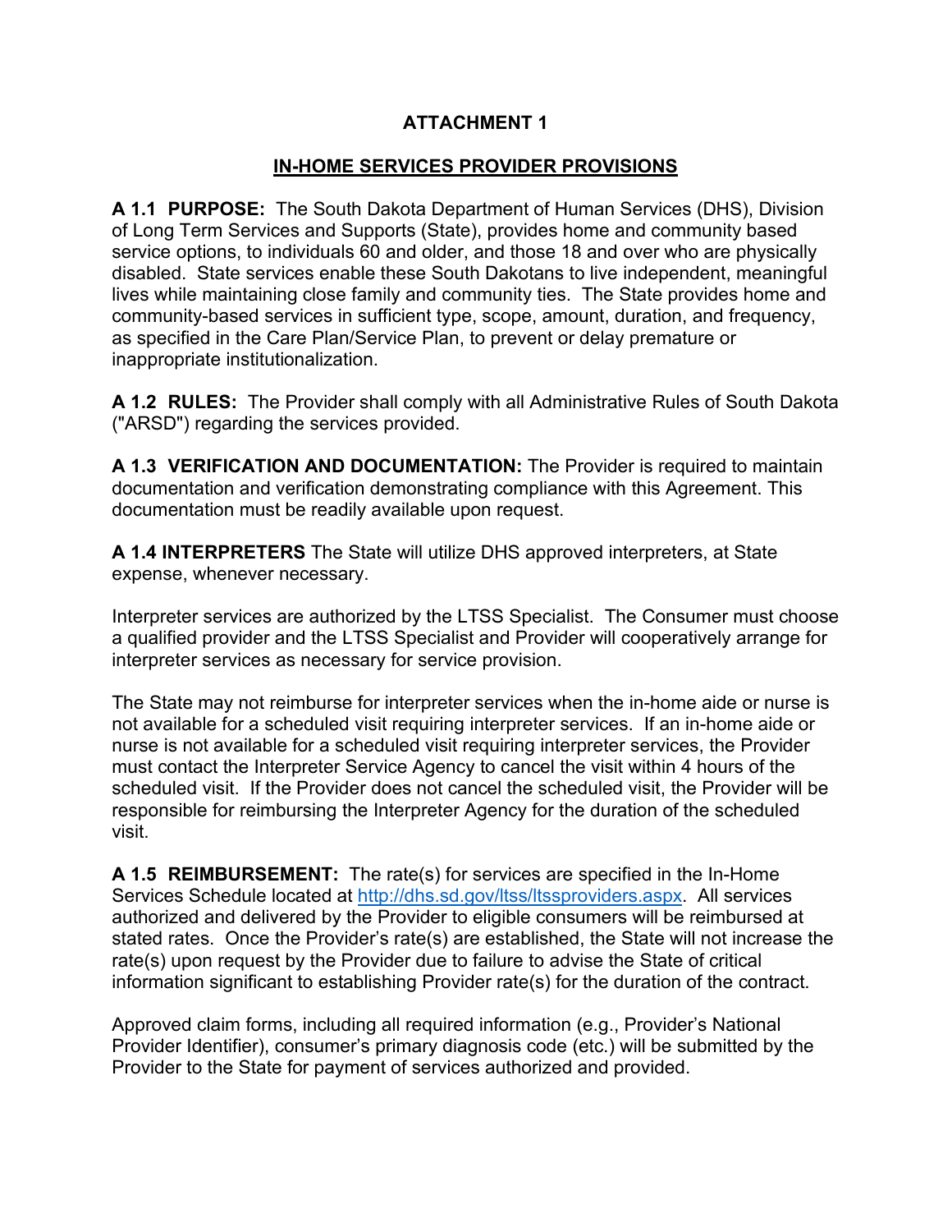# ATTACHMENT 1

## IN-HOME SERVICES PROVIDER PROVISIONS

**A 1.1 PURPOSE:** The South Dakota Department of Human Services (DHS), Division of Long Term Services and Supports (State), provides home and community based service options, to individuals 60 and older, and those 18 and over who are physically disabled. State services enable these South Dakotans to live independent, meaningful lives while maintaining close family and community ties. The State provides home and community-based services in sufficient type, scope, amount, duration, and frequency, as specified in the Care Plan/Service Plan, to prevent or delay premature or inappropriate institutionalization.

**A 1.2 RULES:** The Provider shall comply with all Administrative Rules of South Dakota ("ARSD") regarding the services provided.

**A 1.3 VERIFICATION AND DOCUMENTATION:** The Provider is required to maintain documentation and verification demonstrating compliance with this Agreement. This documentation must be readily available upon request.

**A 1.4 INTERPRETERS** The State will utilize DHS approved interpreters, at State expense, whenever necessary.

Interpreter services are authorized by the LTSS Specialist. The Consumer must choose a qualified provider and the LTSS Specialist and Provider will cooperatively arrange for interpreter services as necessary for service provision.

The State may not reimburse for interpreter services when the in-home aide or nurse is not available for a scheduled visit requiring interpreter services. If an in-home aide or nurse is not available for a scheduled visit requiring interpreter services, the Provider must contact the Interpreter Service Agency to cancel the visit within 4 hours of the scheduled visit. If the Provider does not cancel the scheduled visit, the Provider will be responsible for reimbursing the Interpreter Agency for the duration of the scheduled visit.

**A 1.5 REIMBURSEMENT:** The rate(s) for services are specified in the In-Home Services Schedule located at [http://dhs.sd.gov/ltss/ltssproviders.aspx](http://dhs.sd.gov/ltss/ltssproviders.aspx). All services authorized and delivered by the Provider to eligible consumers will be reimbursed at stated rates. Once the Provider's rate(s) are established, the State will not increase the rate(s) upon request by the Provider due to failure to advise the State of critical information significant to establishing Provider rate(s) for the duration of the contract.

Approved claim forms, including all required information (e.g., Provider's National Provider Identifier), consumer's primary diagnosis code (etc.) will be submitted by the Provider to the State for payment of services authorized and provided.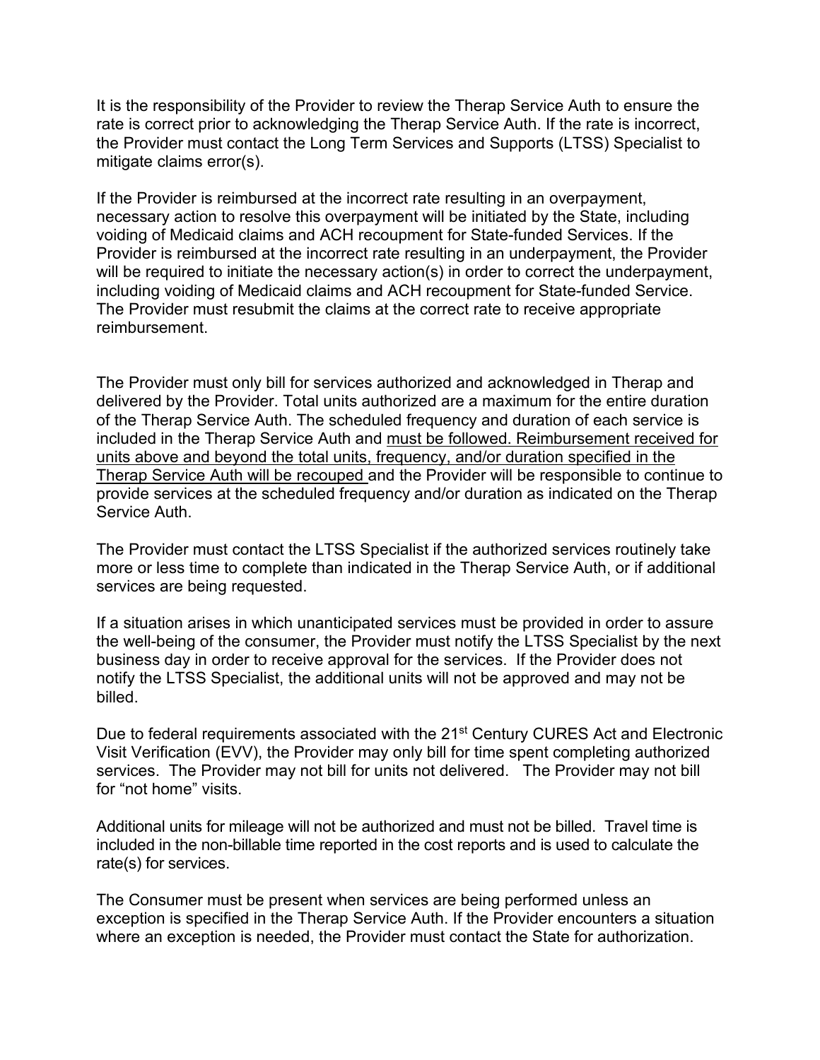It is the responsibility of the Provider to review the Therap Service Auth to ensure the rate is correct prior to acknowledging the Therap Service Auth. If the rate is incorrect, the Provider must contact the Long Term Services and Supports (LTSS) Specialist to mitigate claims error(s).

If the Provider is reimbursed at the incorrect rate resulting in an overpayment, necessary action to resolve this overpayment will be initiated by the State, including voiding of Medicaid claims and ACH recoupment for State-funded Services. If the Provider is reimbursed at the incorrect rate resulting in an underpayment, the Provider will be required to initiate the necessary action(s) in order to correct the underpayment, including voiding of Medicaid claims and ACH recoupment for State-funded Service. The Provider must resubmit the claims at the correct rate to receive appropriate reimbursement.

The Provider must only bill for services authorized and acknowledged in Therap and delivered by the Provider. Total units authorized are a maximum for the entire duration of the Therap Service Auth. The scheduled frequency and duration of each service is included in the Therap Service Auth and <u>must be followed. Reimbursement received for units above and beyond the total units, frequency, and/or duration specified in the Therap Service Auth will be recouped</u> and the Provider will be responsible to continue to provide services at the scheduled frequency and/or duration as indicated on the Therap Service Auth.

The Provider must contact the LTSS Specialist if the authorized services routinely take more or less time to complete than indicated in the Therap Service Auth, or if additional services are being requested.

If a situation arises in which unanticipated services must be provided in order to assure the well-being of the consumer, the Provider must notify the LTSS Specialist by the next business day in order to receive approval for the services. If the Provider does not notify the LTSS Specialist, the additional units will not be approved and may not be billed.

Due to federal requirements associated with the 21st Century CURES Act and Electronic Visit Verification (EVV), the Provider may only bill for time spent completing authorized services. The Provider may not bill for units not delivered. The Provider may not bill for "not home" visits.

Additional units for mileage will not be authorized and must not be billed. Travel time is included in the non-billable time reported in the cost reports and is used to calculate the rate(s) for services.

The Consumer must be present when services are being performed unless an exception is specified in the Therap Service Auth. If the Provider encounters a situation where an exception is needed, the Provider must contact the State for authorization.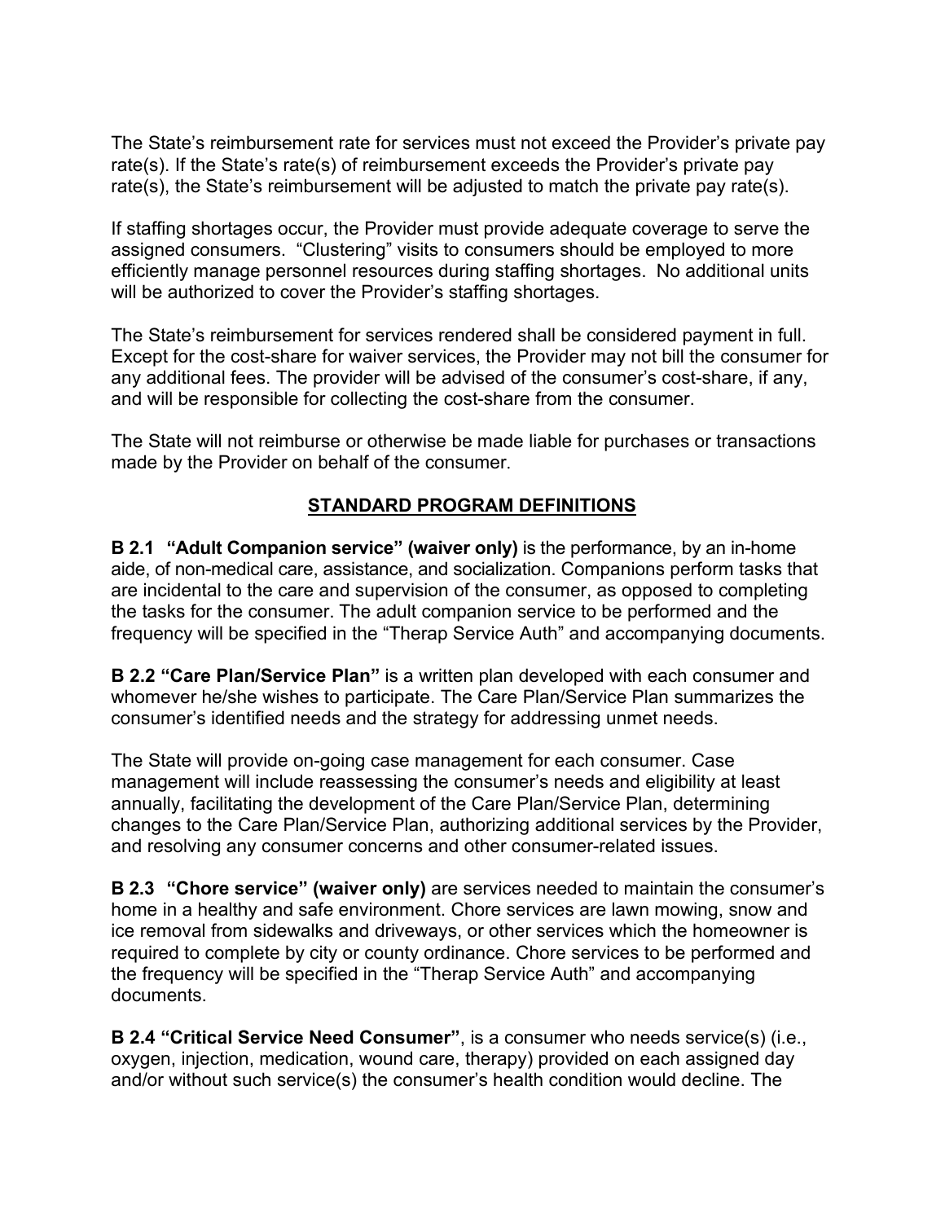The State's reimbursement rate for services must not exceed the Provider's private pay rate(s). If the State's rate(s) of reimbursement exceeds the Provider's private pay rate(s), the State's reimbursement will be adjusted to match the private pay rate(s).

If staffing shortages occur, the Provider must provide adequate coverage to serve the assigned consumers. "Clustering" visits to consumers should be employed to more efficiently manage personnel resources during staffing shortages. No additional units will be authorized to cover the Provider's staffing shortages.

The State's reimbursement for services rendered shall be considered payment in full. Except for the cost-share for waiver services, the Provider may not bill the consumer for any additional fees. The provider will be advised of the consumer's cost-share, if any, and will be responsible for collecting the cost-share from the consumer.

The State will not reimburse or otherwise be made liable for purchases or transactions made by the Provider on behalf of the consumer.

## STANDARD PROGRAM DEFINITIONS

**B 2.1 "Adult Companion service" (waiver only)** is the performance, by an in-home aide, of non-medical care, assistance, and socialization. Companions perform tasks that are incidental to the care and supervision of the consumer, as opposed to completing the tasks for the consumer. The adult companion service to be performed and the frequency will be specified in the "Therap Service Auth" and accompanying documents.

**B 2.2 "Care Plan/Service Plan"** is a written plan developed with each consumer and whomever he/she wishes to participate. The Care Plan/Service Plan summarizes the consumer's identified needs and the strategy for addressing unmet needs.

The State will provide on-going case management for each consumer. Case management will include reassessing the consumer's needs and eligibility at least annually, facilitating the development of the Care Plan/Service Plan, determining changes to the Care Plan/Service Plan, authorizing additional services by the Provider, and resolving any consumer concerns and other consumer-related issues.

**B 2.3 "Chore service" (waiver only)** are services needed to maintain the consumer's home in a healthy and safe environment. Chore services are lawn mowing, snow and ice removal from sidewalks and driveways, or other services which the homeowner is required to complete by city or county ordinance. Chore services to be performed and the frequency will be specified in the "Therap Service Auth" and accompanying documents.

**B 2.4 "Critical Service Need Consumer"**, is a consumer who needs service(s) (i.e., oxygen, injection, medication, wound care, therapy) provided on each assigned day and/or without such service(s) the consumer's health condition would decline. The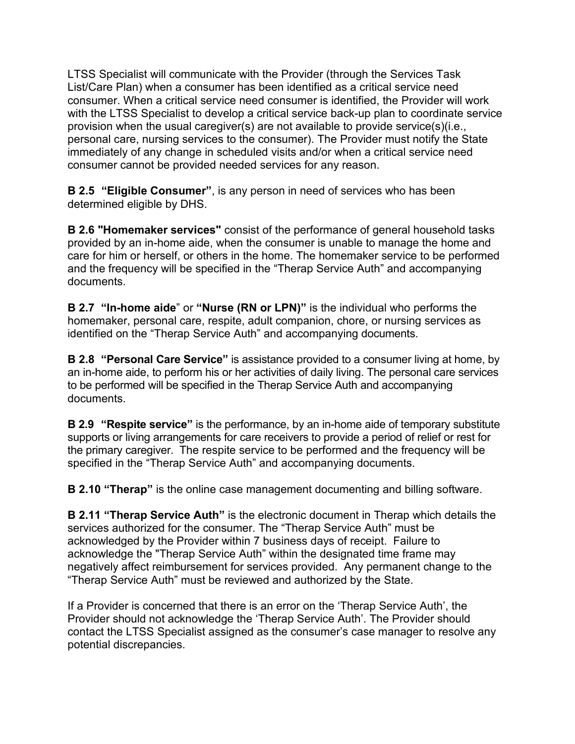LTSS Specialist will communicate with the Provider (through the Services Task List/Care Plan) when a consumer has been identified as a critical service need consumer. When a critical service need consumer is identified, the Provider will work with the LTSS Specialist to develop a critical service back-up plan to coordinate service provision when the usual caregiver(s) are not available to provide service(s)(i.e., personal care, nursing services to the consumer). The Provider must notify the State immediately of any change in scheduled visits and/or when a critical service need consumer cannot be provided needed services for any reason.

**B 2.5 "Eligible Consumer"**, is any person in need of services who has been determined eligible by DHS.

**B 2.6 "Homemaker services"** consist of the performance of general household tasks provided by an in-home aide, when the consumer is unable to manage the home and care for him or herself, or others in the home. The homemaker service to be performed and the frequency will be specified in the "Therap Service Auth" and accompanying documents.

**B 2.7 "In-home aide**" or **"Nurse (RN or LPN)"** is the individual who performs the homemaker, personal care, respite, adult companion, chore, or nursing services as identified on the "Therap Service Auth" and accompanying documents.

**B 2.8 "Personal Care Service"** is assistance provided to a consumer living at home, by an in-home aide, to perform his or her activities of daily living. The personal care services to be performed will be specified in the Therap Service Auth and accompanying documents.

**B 2.9 "Respite service"** is the performance, by an in-home aide of temporary substitute supports or living arrangements for care receivers to provide a period of relief or rest for the primary caregiver. The respite service to be performed and the frequency will be specified in the "Therap Service Auth" and accompanying documents.

**B 2.10 "Therap"** is the online case management documenting and billing software.

**B 2.11 "Therap Service Auth"** is the electronic document in Therap which details the services authorized for the consumer. The "Therap Service Auth" must be acknowledged by the Provider within 7 business days of receipt. Failure to acknowledge the "Therap Service Auth" within the designated time frame may negatively affect reimbursement for services provided. Any permanent change to the "Therap Service Auth" must be reviewed and authorized by the State.

If a Provider is concerned that there is an error on the 'Therap Service Auth', the Provider should not acknowledge the 'Therap Service Auth'. The Provider should contact the LTSS Specialist assigned as the consumer's case manager to resolve any potential discrepancies.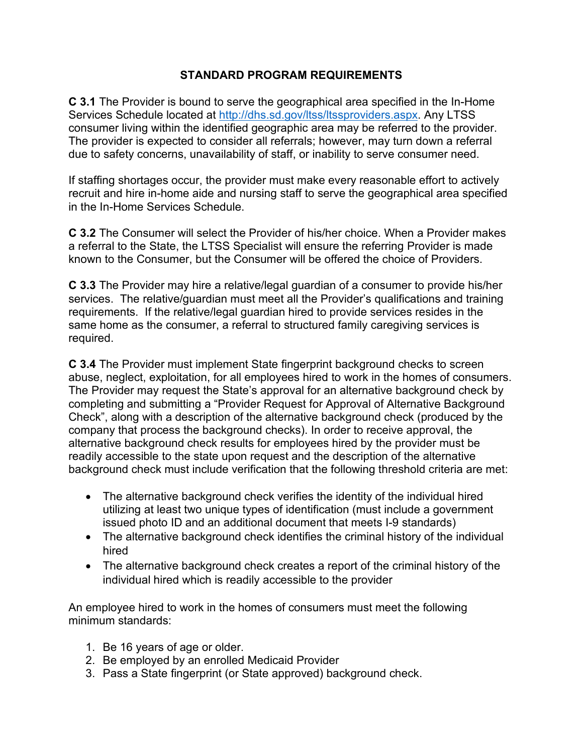# STANDARD PROGRAM REQUIREMENTS

**C 3.1** The Provider is bound to serve the geographical area specified in the In-Home Services Schedule located at [http://dhs.sd.gov/ltss/ltssproviders.aspx](http://dhs.sd.gov/ltss/ltssproviders.aspx). Any LTSS consumer living within the identified geographic area may be referred to the provider. The provider is expected to consider all referrals; however, may turn down a referral due to safety concerns, unavailability of staff, or inability to serve consumer need.

If staffing shortages occur, the provider must make every reasonable effort to actively recruit and hire in-home aide and nursing staff to serve the geographical area specified in the In-Home Services Schedule.

**C 3.2** The Consumer will select the Provider of his/her choice. When a Provider makes a referral to the State, the LTSS Specialist will ensure the referring Provider is made known to the Consumer, but the Consumer will be offered the choice of Providers.

**C 3.3** The Provider may hire a relative/legal guardian of a consumer to provide his/her services. The relative/guardian must meet all the Provider's qualifications and training requirements. If the relative/legal guardian hired to provide services resides in the same home as the consumer, a referral to structured family caregiving services is required.

**C 3.4** The Provider must implement State fingerprint background checks to screen abuse, neglect, exploitation, for all employees hired to work in the homes of consumers. The Provider may request the State's approval for an alternative background check by completing and submitting a "Provider Request for Approval of Alternative Background Check", along with a description of the alternative background check (produced by the company that process the background checks). In order to receive approval, the alternative background check results for employees hired by the provider must be readily accessible to the state upon request and the description of the alternative background check must include verification that the following threshold criteria are met:

- The alternative background check verifies the identity of the individual hired utilizing at least two unique types of identification (must include a government issued photo ID and an additional document that meets I-9 standards)
- The alternative background check identifies the criminal history of the individual hired
- The alternative background check creates a report of the criminal history of the individual hired which is readily accessible to the provider

An employee hired to work in the homes of consumers must meet the following minimum standards:

1. Be 16 years of age or older.
2. Be employed by an enrolled Medicaid Provider
3. Pass a State fingerprint (or State approved) background check.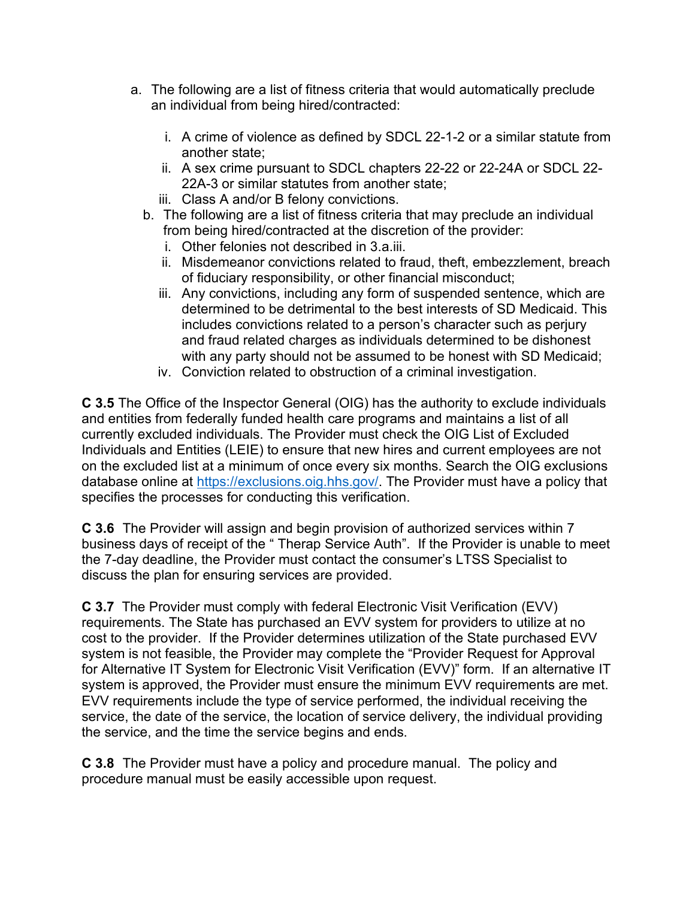a. The following are a list of fitness criteria that would automatically preclude an individual from being hired/contracted:

   i. A crime of violence as defined by SDCL 22-1-2 or a similar statute from another state;
   ii. A sex crime pursuant to SDCL chapters 22-22 or 22-24A or SDCL 22-22A-3 or similar statutes from another state;
   iii. Class A and/or B felony convictions.

b. The following are a list of fitness criteria that may preclude an individual from being hired/contracted at the discretion of the provider:
   i. Other felonies not described in 3.a.iii.
   ii. Misdemeanor convictions related to fraud, theft, embezzlement, breach of fiduciary responsibility, or other financial misconduct;
   iii. Any convictions, including any form of suspended sentence, which are determined to be detrimental to the best interests of SD Medicaid. This includes convictions related to a person's character such as perjury and fraud related charges as individuals determined to be dishonest with any party should not be assumed to be honest with SD Medicaid;
   iv. Conviction related to obstruction of a criminal investigation.

**C 3.5** The Office of the Inspector General (OIG) has the authority to exclude individuals and entities from federally funded health care programs and maintains a list of all currently excluded individuals. The Provider must check the OIG List of Excluded Individuals and Entities (LEIE) to ensure that new hires and current employees are not on the excluded list at a minimum of once every six months. Search the OIG exclusions database online at [https://exclusions.oig.hhs.gov/](https://exclusions.oig.hhs.gov/). The Provider must have a policy that specifies the processes for conducting this verification.

**C 3.6** The Provider will assign and begin provision of authorized services within 7 business days of receipt of the " Therap Service Auth". If the Provider is unable to meet the 7-day deadline, the Provider must contact the consumer's LTSS Specialist to discuss the plan for ensuring services are provided.

**C 3.7** The Provider must comply with federal Electronic Visit Verification (EVV) requirements. The State has purchased an EVV system for providers to utilize at no cost to the provider. If the Provider determines utilization of the State purchased EVV system is not feasible, the Provider may complete the "Provider Request for Approval for Alternative IT System for Electronic Visit Verification (EVV)" form. If an alternative IT system is approved, the Provider must ensure the minimum EVV requirements are met. EVV requirements include the type of service performed, the individual receiving the service, the date of the service, the location of service delivery, the individual providing the service, and the time the service begins and ends.

**C 3.8** The Provider must have a policy and procedure manual. The policy and procedure manual must be easily accessible upon request.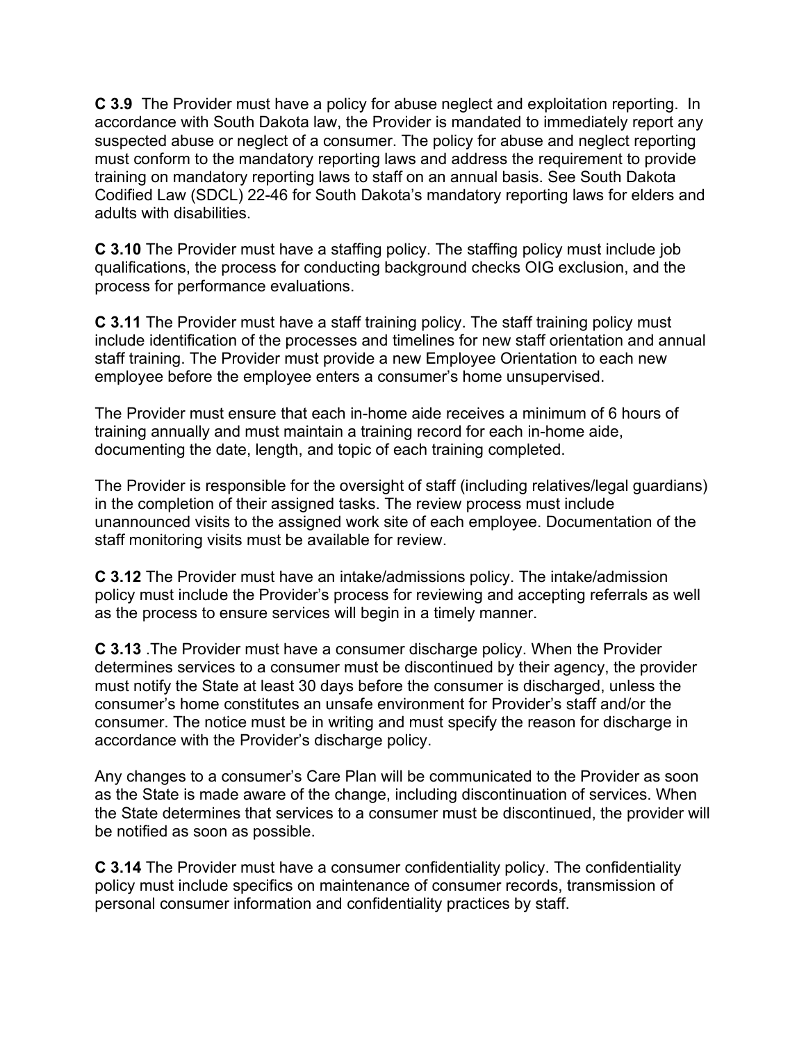**C 3.9** The Provider must have a policy for abuse neglect and exploitation reporting. In accordance with South Dakota law, the Provider is mandated to immediately report any suspected abuse or neglect of a consumer. The policy for abuse and neglect reporting must conform to the mandatory reporting laws and address the requirement to provide training on mandatory reporting laws to staff on an annual basis. See South Dakota Codified Law (SDCL) 22-46 for South Dakota's mandatory reporting laws for elders and adults with disabilities.

**C 3.10** The Provider must have a staffing policy. The staffing policy must include job qualifications, the process for conducting background checks OIG exclusion, and the process for performance evaluations.

**C 3.11** The Provider must have a staff training policy. The staff training policy must include identification of the processes and timelines for new staff orientation and annual staff training. The Provider must provide a new Employee Orientation to each new employee before the employee enters a consumer's home unsupervised.

The Provider must ensure that each in-home aide receives a minimum of 6 hours of training annually and must maintain a training record for each in-home aide, documenting the date, length, and topic of each training completed.

The Provider is responsible for the oversight of staff (including relatives/legal guardians) in the completion of their assigned tasks. The review process must include unannounced visits to the assigned work site of each employee. Documentation of the staff monitoring visits must be available for review.

**C 3.12** The Provider must have an intake/admissions policy. The intake/admission policy must include the Provider's process for reviewing and accepting referrals as well as the process to ensure services will begin in a timely manner.

**C 3.13** .The Provider must have a consumer discharge policy. When the Provider determines services to a consumer must be discontinued by their agency, the provider must notify the State at least 30 days before the consumer is discharged, unless the consumer's home constitutes an unsafe environment for Provider's staff and/or the consumer. The notice must be in writing and must specify the reason for discharge in accordance with the Provider's discharge policy.

Any changes to a consumer's Care Plan will be communicated to the Provider as soon as the State is made aware of the change, including discontinuation of services. When the State determines that services to a consumer must be discontinued, the provider will be notified as soon as possible.

**C 3.14** The Provider must have a consumer confidentiality policy. The confidentiality policy must include specifics on maintenance of consumer records, transmission of personal consumer information and confidentiality practices by staff.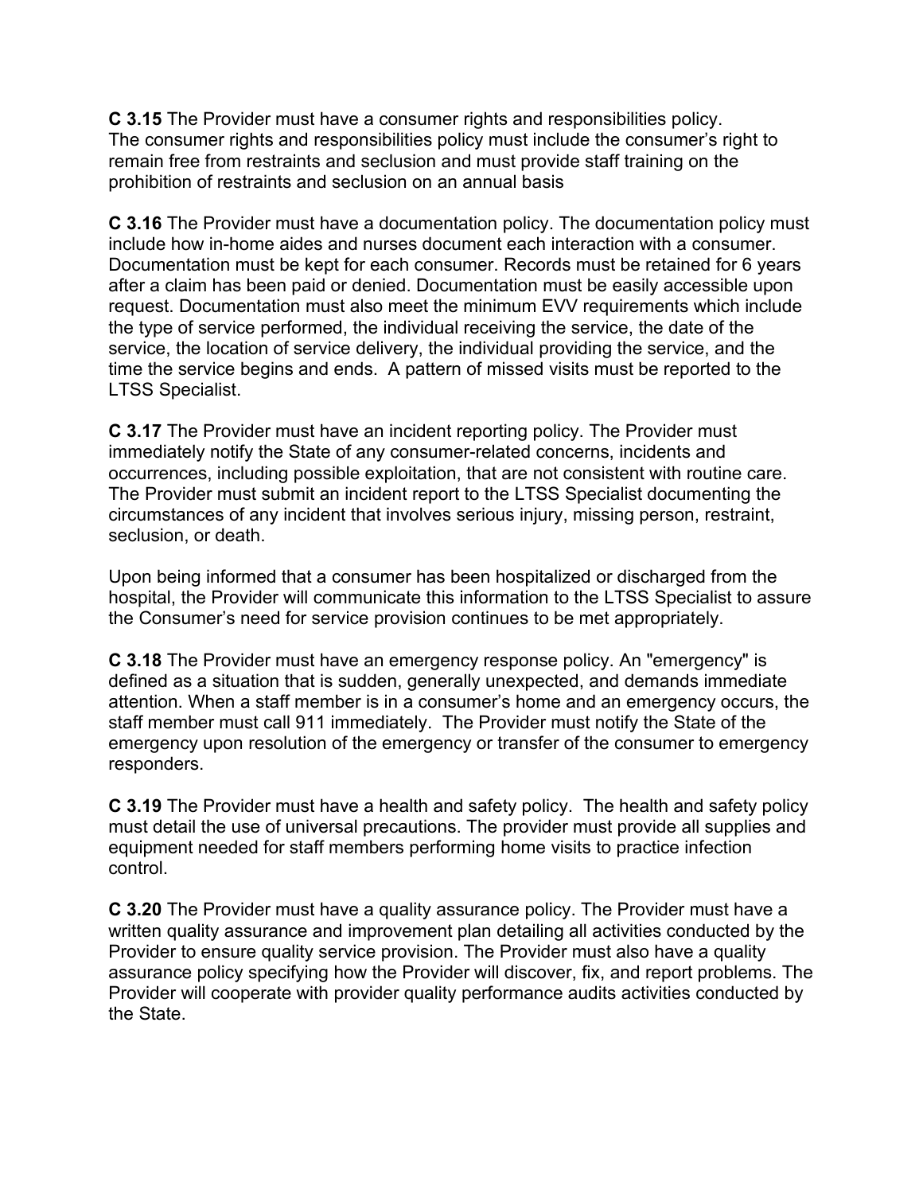**C 3.15** The Provider must have a consumer rights and responsibilities policy. The consumer rights and responsibilities policy must include the consumer's right to remain free from restraints and seclusion and must provide staff training on the prohibition of restraints and seclusion on an annual basis

**C 3.16** The Provider must have a documentation policy. The documentation policy must include how in-home aides and nurses document each interaction with a consumer. Documentation must be kept for each consumer. Records must be retained for 6 years after a claim has been paid or denied. Documentation must be easily accessible upon request. Documentation must also meet the minimum EVV requirements which include the type of service performed, the individual receiving the service, the date of the service, the location of service delivery, the individual providing the service, and the time the service begins and ends. A pattern of missed visits must be reported to the LTSS Specialist.

**C 3.17** The Provider must have an incident reporting policy. The Provider must immediately notify the State of any consumer-related concerns, incidents and occurrences, including possible exploitation, that are not consistent with routine care. The Provider must submit an incident report to the LTSS Specialist documenting the circumstances of any incident that involves serious injury, missing person, restraint, seclusion, or death.

Upon being informed that a consumer has been hospitalized or discharged from the hospital, the Provider will communicate this information to the LTSS Specialist to assure the Consumer's need for service provision continues to be met appropriately.

**C 3.18** The Provider must have an emergency response policy. An "emergency" is defined as a situation that is sudden, generally unexpected, and demands immediate attention. When a staff member is in a consumer's home and an emergency occurs, the staff member must call 911 immediately. The Provider must notify the State of the emergency upon resolution of the emergency or transfer of the consumer to emergency responders.

**C 3.19** The Provider must have a health and safety policy. The health and safety policy must detail the use of universal precautions. The provider must provide all supplies and equipment needed for staff members performing home visits to practice infection control.

**C 3.20** The Provider must have a quality assurance policy. The Provider must have a written quality assurance and improvement plan detailing all activities conducted by the Provider to ensure quality service provision. The Provider must also have a quality assurance policy specifying how the Provider will discover, fix, and report problems. The Provider will cooperate with provider quality performance audits activities conducted by the State.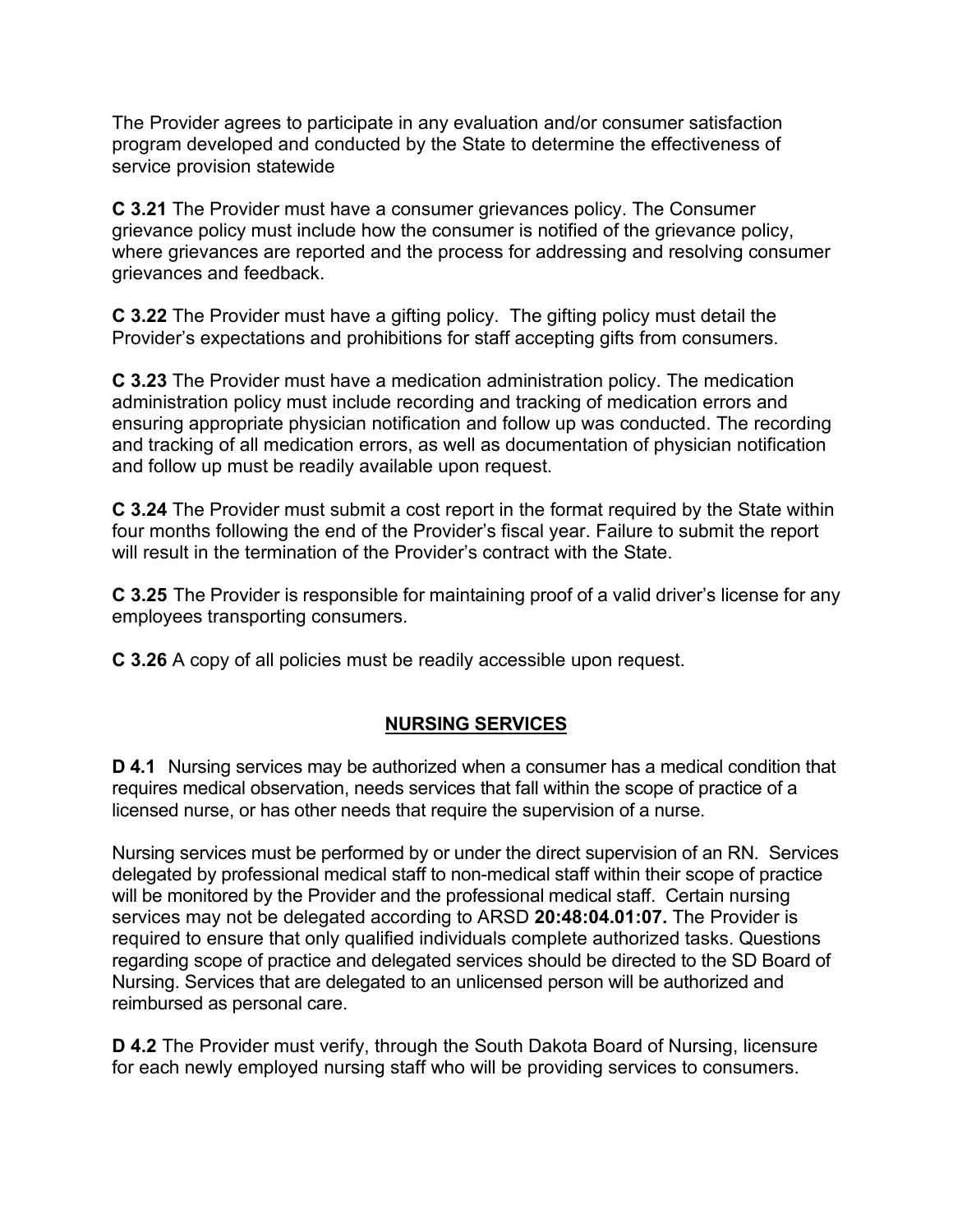The Provider agrees to participate in any evaluation and/or consumer satisfaction program developed and conducted by the State to determine the effectiveness of service provision statewide

**C 3.21** The Provider must have a consumer grievances policy. The Consumer grievance policy must include how the consumer is notified of the grievance policy, where grievances are reported and the process for addressing and resolving consumer grievances and feedback.

**C 3.22** The Provider must have a gifting policy. The gifting policy must detail the Provider's expectations and prohibitions for staff accepting gifts from consumers.

**C 3.23** The Provider must have a medication administration policy. The medication administration policy must include recording and tracking of medication errors and ensuring appropriate physician notification and follow up was conducted. The recording and tracking of all medication errors, as well as documentation of physician notification and follow up must be readily available upon request.

**C 3.24** The Provider must submit a cost report in the format required by the State within four months following the end of the Provider's fiscal year. Failure to submit the report will result in the termination of the Provider's contract with the State.

**C 3.25** The Provider is responsible for maintaining proof of a valid driver's license for any employees transporting consumers.

**C 3.26** A copy of all policies must be readily accessible upon request.

## NURSING SERVICES

**D 4.1** Nursing services may be authorized when a consumer has a medical condition that requires medical observation, needs services that fall within the scope of practice of a licensed nurse, or has other needs that require the supervision of a nurse.

Nursing services must be performed by or under the direct supervision of an RN. Services delegated by professional medical staff to non-medical staff within their scope of practice will be monitored by the Provider and the professional medical staff. Certain nursing services may not be delegated according to ARSD **20:48:04.01:07.** The Provider is required to ensure that only qualified individuals complete authorized tasks. Questions regarding scope of practice and delegated services should be directed to the SD Board of Nursing. Services that are delegated to an unlicensed person will be authorized and reimbursed as personal care.

**D 4.2** The Provider must verify, through the South Dakota Board of Nursing, licensure for each newly employed nursing staff who will be providing services to consumers.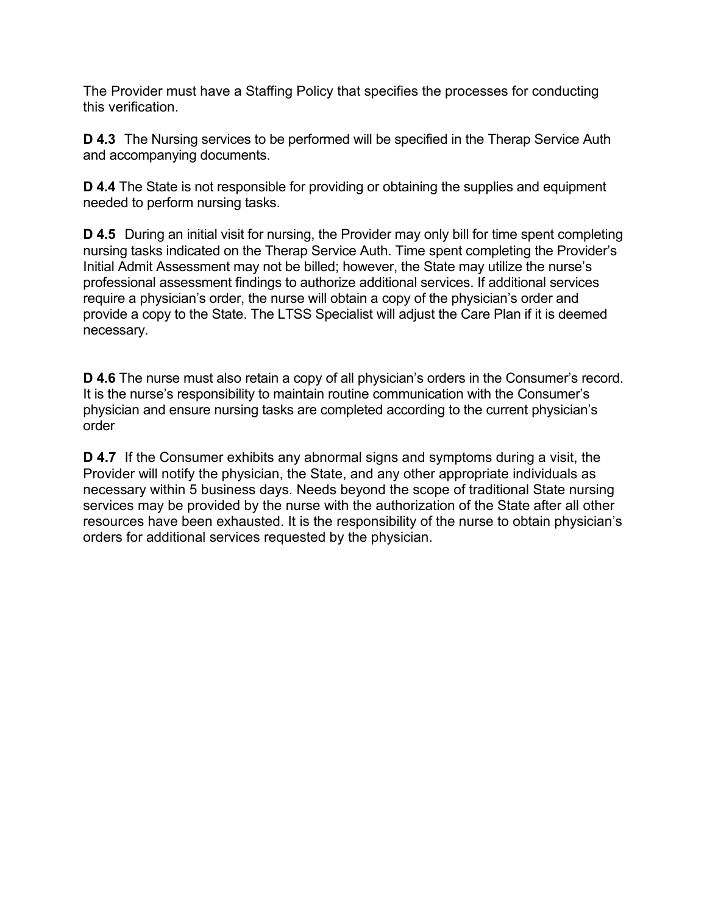The Provider must have a Staffing Policy that specifies the processes for conducting this verification.

**D 4.3** The Nursing services to be performed will be specified in the Therap Service Auth and accompanying documents.

**D 4.4** The State is not responsible for providing or obtaining the supplies and equipment needed to perform nursing tasks.

**D 4.5** During an initial visit for nursing, the Provider may only bill for time spent completing nursing tasks indicated on the Therap Service Auth. Time spent completing the Provider's Initial Admit Assessment may not be billed; however, the State may utilize the nurse's professional assessment findings to authorize additional services. If additional services require a physician's order, the nurse will obtain a copy of the physician's order and provide a copy to the State. The LTSS Specialist will adjust the Care Plan if it is deemed necessary.

**D 4.6** The nurse must also retain a copy of all physician's orders in the Consumer's record. It is the nurse's responsibility to maintain routine communication with the Consumer's physician and ensure nursing tasks are completed according to the current physician's order

**D 4.7** If the Consumer exhibits any abnormal signs and symptoms during a visit, the Provider will notify the physician, the State, and any other appropriate individuals as necessary within 5 business days. Needs beyond the scope of traditional State nursing services may be provided by the nurse with the authorization of the State after all other resources have been exhausted. It is the responsibility of the nurse to obtain physician's orders for additional services requested by the physician.